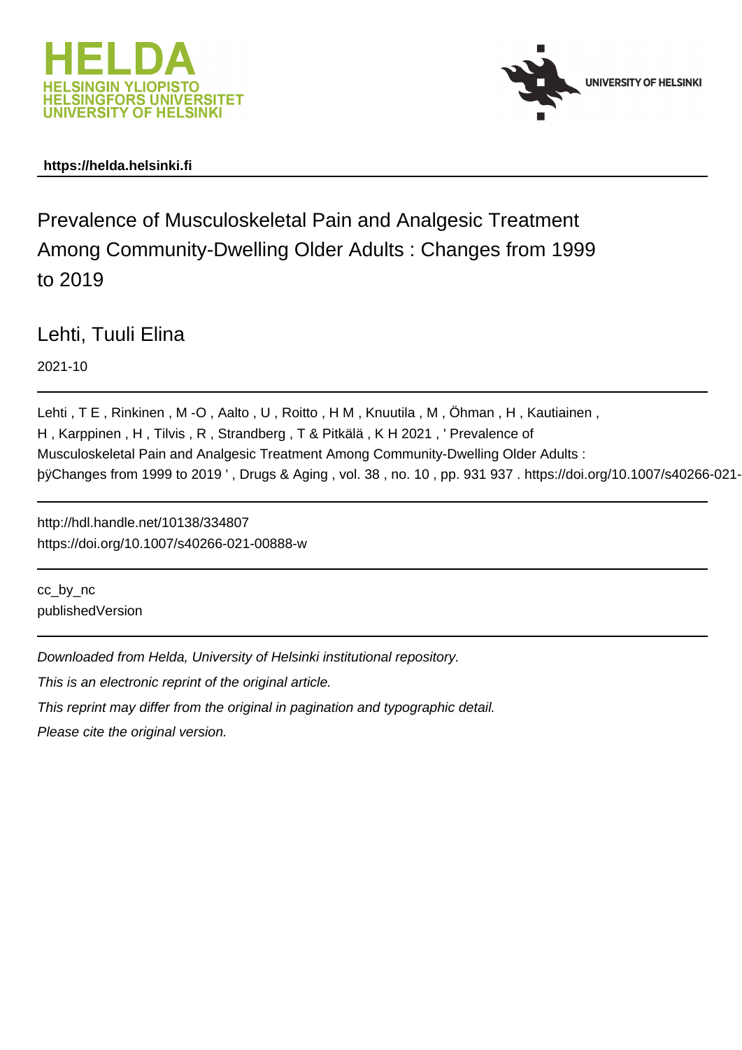**https://helda.helsinki.fi**

# Prevalence of Musculoskeletal Pain and Analgesic Treatment Among Community-Dwelling Older Adults : Changes from 1999 to 2019

Lehti, Tuuli Elina

2021-10

Lehti , T E , Rinkinen , M -O , Aalto , U , Roitto , H M , Knuutila , M , Öhman , H , Kautiainen , H , Karppinen , H , Tilvis , R , Strandberg , T & Pitkälä , K H 2021 , ' Prevalence of Musculoskeletal Pain and Analgesic Treatment Among Community-Dwelling Older Adults : þÿChanges from 1999 to 2019 ' , Drugs & Aging , vol. 38 , no. 10 , pp. 931 937 . https://doi.org/10.1007/s40266-021-

http://hdl.handle.net/10138/334807
https://doi.org/10.1007/s40266-021-00888-w

cc_by_nc
publishedVersion

*Downloaded from Helda, University of Helsinki institutional repository.*

*This is an electronic reprint of the original article.*

*This reprint may differ from the original in pagination and typographic detail.*

*Please cite the original version.*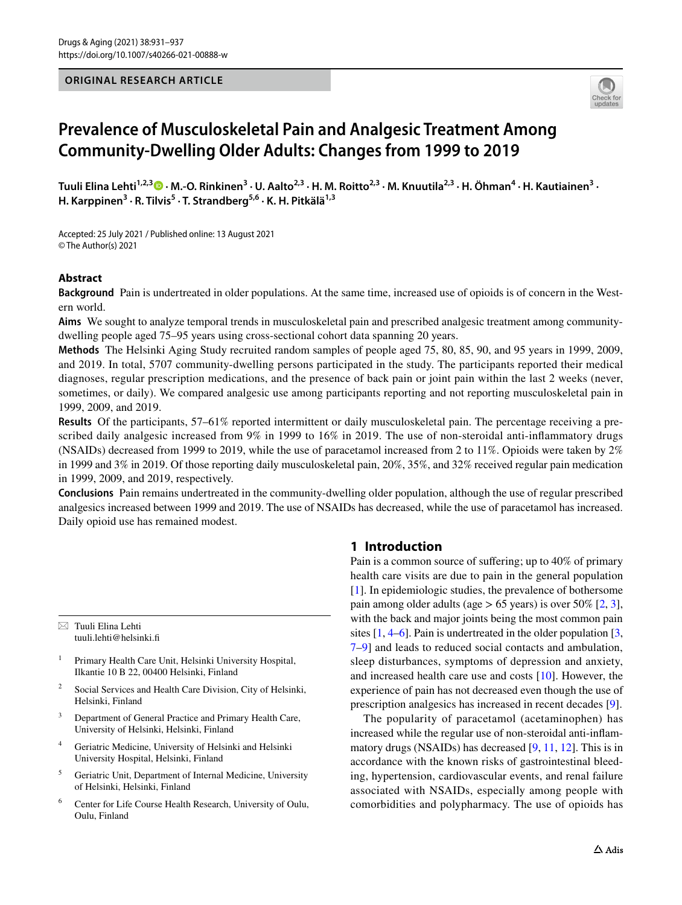# Prevalence of Musculoskeletal Pain and Analgesic Treatment Among Community-Dwelling Older Adults: Changes from 1999 to 2019

**Tuuli Elina Lehti[1,2,3] · M.-O. Rinkinen[3] · U. Aalto[2,3] · H. M. Roitto[2,3] · M. Knuutila[2,3] · H. Öhman[4] · H. Kautiainen[3] · H. Karppinen[3] · R. Tilvis[5] · T. Strandberg[5,6] · K. H. Pitkälä[1,3]**

Accepted: 25 July 2021 / Published online: 13 August 2021
© The Author(s) 2021

## Abstract

**Background** Pain is undertreated in older populations. At the same time, increased use of opioids is of concern in the Western world.

**Aims** We sought to analyze temporal trends in musculoskeletal pain and prescribed analgesic treatment among community-dwelling people aged 75–95 years using cross-sectional cohort data spanning 20 years.

**Methods** The Helsinki Aging Study recruited random samples of people aged 75, 80, 85, 90, and 95 years in 1999, 2009, and 2019. In total, 5707 community-dwelling persons participated in the study. The participants reported their medical diagnoses, regular prescription medications, and the presence of back pain or joint pain within the last 2 weeks (never, sometimes, or daily). We compared analgesic use among participants reporting and not reporting musculoskeletal pain in 1999, 2009, and 2019.

**Results** Of the participants, 57–61% reported intermittent or daily musculoskeletal pain. The percentage receiving a prescribed daily analgesic increased from 9% in 1999 to 16% in 2019. The use of non-steroidal anti-inflammatory drugs (NSAIDs) decreased from 1999 to 2019, while the use of paracetamol increased from 2 to 11%. Opioids were taken by 2% in 1999 and 3% in 2019. Of those reporting daily musculoskeletal pain, 20%, 35%, and 32% received regular pain medication in 1999, 2009, and 2019, respectively.

**Conclusions** Pain remains undertreated in the community-dwelling older population, although the use of regular prescribed analgesics increased between 1999 and 2019. The use of NSAIDs has decreased, while the use of paracetamol has increased. Daily opioid use has remained modest.

## 1 Introduction

Pain is a common source of suffering; up to 40% of primary health care visits are due to pain in the general population [1]. In epidemiologic studies, the prevalence of bothersome pain among older adults (age > 65 years) is over 50% [2, 3], with the back and major joints being the most common pain sites [1, 4–6]. Pain is undertreated in the older population [3, 7–9] and leads to reduced social contacts and ambulation, sleep disturbances, symptoms of depression and anxiety, and increased health care use and costs [10]. However, the experience of pain has not decreased even though the use of prescription analgesics has increased in recent decades [9].

The popularity of paracetamol (acetaminophen) has increased while the regular use of non-steroidal anti-inflammatory drugs (NSAIDs) has decreased [9, 11, 12]. This is in accordance with the known risks of gastrointestinal bleeding, hypertension, cardiovascular events, and renal failure associated with NSAIDs, especially among people with comorbidities and polypharmacy. The use of opioids has

---

✉ Tuuli Elina Lehti
tuuli.lehti@helsinki.fi

1. Primary Health Care Unit, Helsinki University Hospital, Ilkantie 10 B 22, 00400 Helsinki, Finland
2. Social Services and Health Care Division, City of Helsinki, Helsinki, Finland
3. Department of General Practice and Primary Health Care, University of Helsinki, Helsinki, Finland
4. Geriatric Medicine, University of Helsinki and Helsinki University Hospital, Helsinki, Finland
5. Geriatric Unit, Department of Internal Medicine, University of Helsinki, Helsinki, Finland
6. Center for Life Course Health Research, University of Oulu, Oulu, Finland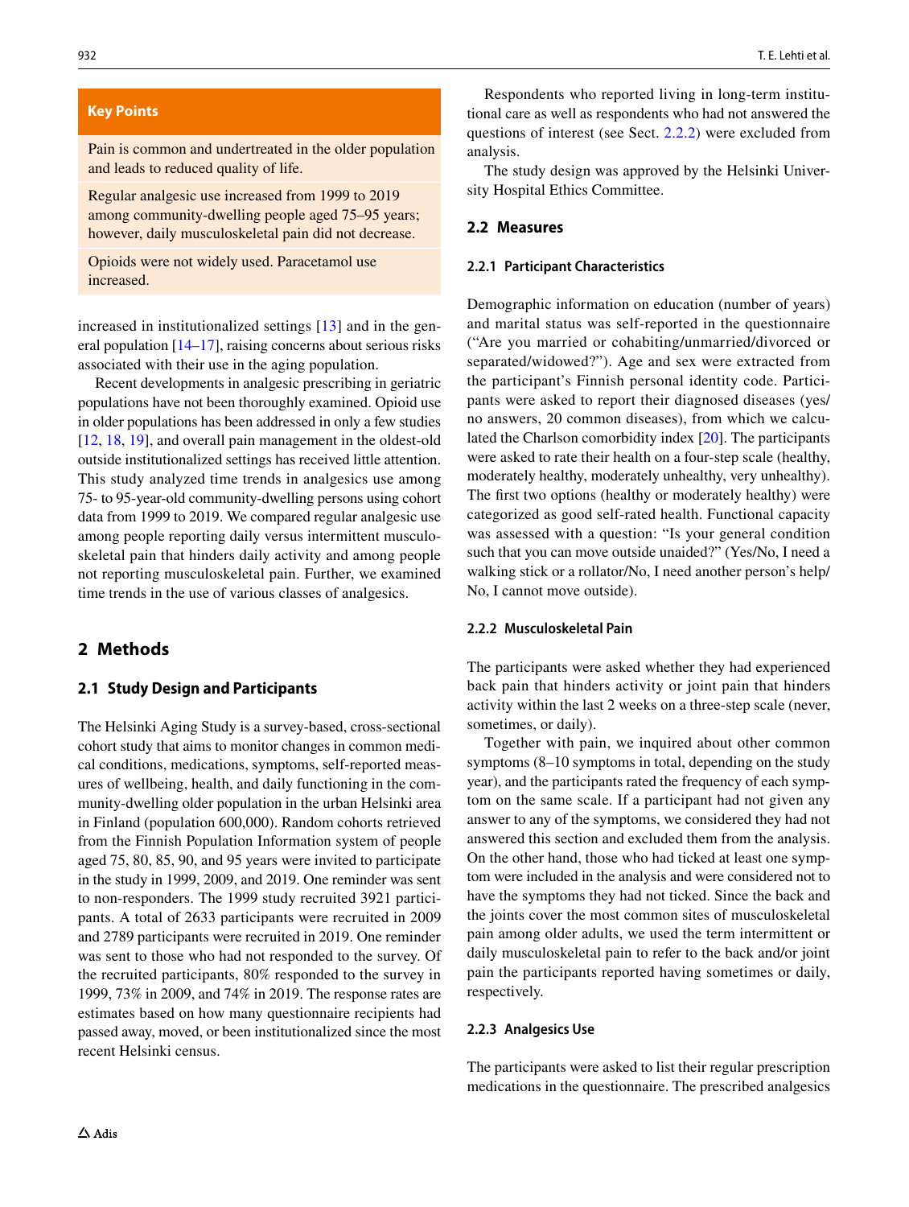## Key Points

Pain is common and undertreated in the older population and leads to reduced quality of life.

Regular analgesic use increased from 1999 to 2019 among community-dwelling people aged 75–95 years; however, daily musculoskeletal pain did not decrease.

Opioids were not widely used. Paracetamol use increased.

increased in institutionalized settings [13] and in the general population [14–17], raising concerns about serious risks associated with their use in the aging population.

Recent developments in analgesic prescribing in geriatric populations have not been thoroughly examined. Opioid use in older populations has been addressed in only a few studies [12, 18, 19], and overall pain management in the oldest-old outside institutionalized settings has received little attention. This study analyzed time trends in analgesics use among 75- to 95-year-old community-dwelling persons using cohort data from 1999 to 2019. We compared regular analgesic use among people reporting daily versus intermittent musculoskeletal pain that hinders daily activity and among people not reporting musculoskeletal pain. Further, we examined time trends in the use of various classes of analgesics.

# 2 Methods

## 2.1 Study Design and Participants

The Helsinki Aging Study is a survey-based, cross-sectional cohort study that aims to monitor changes in common medical conditions, medications, symptoms, self-reported measures of wellbeing, health, and daily functioning in the community-dwelling older population in the urban Helsinki area in Finland (population 600,000). Random cohorts retrieved from the Finnish Population Information system of people aged 75, 80, 85, 90, and 95 years were invited to participate in the study in 1999, 2009, and 2019. One reminder was sent to non-responders. The 1999 study recruited 3921 participants. A total of 2633 participants were recruited in 2009 and 2789 participants were recruited in 2019. One reminder was sent to those who had not responded to the survey. Of the recruited participants, 80% responded to the survey in 1999, 73% in 2009, and 74% in 2019. The response rates are estimates based on how many questionnaire recipients had passed away, moved, or been institutionalized since the most recent Helsinki census.

Respondents who reported living in long-term institutional care as well as respondents who had not answered the questions of interest (see Sect. 2.2.2) were excluded from analysis.

The study design was approved by the Helsinki University Hospital Ethics Committee.

## 2.2 Measures

### 2.2.1 Participant Characteristics

Demographic information on education (number of years) and marital status was self-reported in the questionnaire ("Are you married or cohabiting/unmarried/divorced or separated/widowed?"). Age and sex were extracted from the participant's Finnish personal identity code. Participants were asked to report their diagnosed diseases (yes/no answers, 20 common diseases), from which we calculated the Charlson comorbidity index [20]. The participants were asked to rate their health on a four-step scale (healthy, moderately healthy, moderately unhealthy, very unhealthy). The first two options (healthy or moderately healthy) were categorized as good self-rated health. Functional capacity was assessed with a question: "Is your general condition such that you can move outside unaided?" (Yes/No, I need a walking stick or a rollator/No, I need another person's help/No, I cannot move outside).

### 2.2.2 Musculoskeletal Pain

The participants were asked whether they had experienced back pain that hinders activity or joint pain that hinders activity within the last 2 weeks on a three-step scale (never, sometimes, or daily).

Together with pain, we inquired about other common symptoms (8–10 symptoms in total, depending on the study year), and the participants rated the frequency of each symptom on the same scale. If a participant had not given any answer to any of the symptoms, we considered they had not answered this section and excluded them from the analysis. On the other hand, those who had ticked at least one symptom were included in the analysis and were considered not to have the symptoms they had not ticked. Since the back and the joints cover the most common sites of musculoskeletal pain among older adults, we used the term intermittent or daily musculoskeletal pain to refer to the back and/or joint pain the participants reported having sometimes or daily, respectively.

### 2.2.3 Analgesics Use

The participants were asked to list their regular prescription medications in the questionnaire. The prescribed analgesics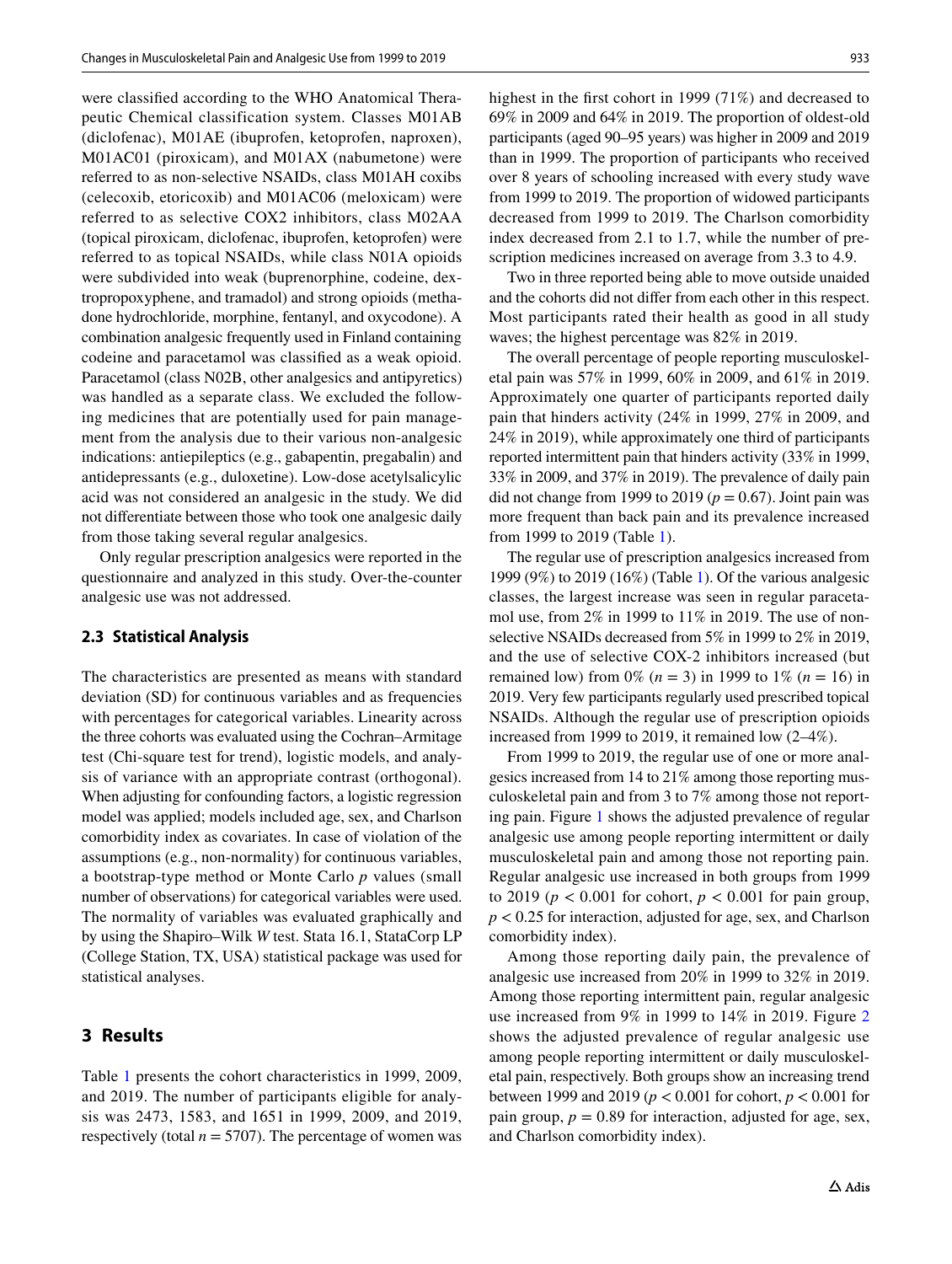were classified according to the WHO Anatomical Therapeutic Chemical classification system. Classes M01AB (diclofenac), M01AE (ibuprofen, ketoprofen, naproxen), M01AC01 (piroxicam), and M01AX (nabumetone) were referred to as non-selective NSAIDs, class M01AH coxibs (celecoxib, etoricoxib) and M01AC06 (meloxicam) were referred to as selective COX2 inhibitors, class M02AA (topical piroxicam, diclofenac, ibuprofen, ketoprofen) were referred to as topical NSAIDs, while class N01A opioids were subdivided into weak (buprenorphine, codeine, dextropropoxyphene, and tramadol) and strong opioids (methadone hydrochloride, morphine, fentanyl, and oxycodone). A combination analgesic frequently used in Finland containing codeine and paracetamol was classified as a weak opioid. Paracetamol (class N02B, other analgesics and antipyretics) was handled as a separate class. We excluded the following medicines that are potentially used for pain management from the analysis due to their various non-analgesic indications: antiepileptics (e.g., gabapentin, pregabalin) and antidepressants (e.g., duloxetine). Low-dose acetylsalicylic acid was not considered an analgesic in the study. We did not differentiate between those who took one analgesic daily from those taking several regular analgesics.

Only regular prescription analgesics were reported in the questionnaire and analyzed in this study. Over-the-counter analgesic use was not addressed.

### 2.3 Statistical Analysis

The characteristics are presented as means with standard deviation (SD) for continuous variables and as frequencies with percentages for categorical variables. Linearity across the three cohorts was evaluated using the Cochran–Armitage test (Chi-square test for trend), logistic models, and analysis of variance with an appropriate contrast (orthogonal). When adjusting for confounding factors, a logistic regression model was applied; models included age, sex, and Charlson comorbidity index as covariates. In case of violation of the assumptions (e.g., non-normality) for continuous variables, a bootstrap-type method or Monte Carlo *p* values (small number of observations) for categorical variables were used. The normality of variables was evaluated graphically and by using the Shapiro–Wilk *W* test. Stata 16.1, StataCorp LP (College Station, TX, USA) statistical package was used for statistical analyses.

## 3 Results

Table 1 presents the cohort characteristics in 1999, 2009, and 2019. The number of participants eligible for analysis was 2473, 1583, and 1651 in 1999, 2009, and 2019, respectively (total $n = 5707$). The percentage of women was highest in the first cohort in 1999 (71%) and decreased to 69% in 2009 and 64% in 2019. The proportion of oldest-old participants (aged 90–95 years) was higher in 2009 and 2019 than in 1999. The proportion of participants who received over 8 years of schooling increased with every study wave from 1999 to 2019. The proportion of widowed participants decreased from 1999 to 2019. The Charlson comorbidity index decreased from 2.1 to 1.7, while the number of prescription medicines increased on average from 3.3 to 4.9.

Two in three reported being able to move outside unaided and the cohorts did not differ from each other in this respect. Most participants rated their health as good in all study waves; the highest percentage was 82% in 2019.

The overall percentage of people reporting musculoskeletal pain was 57% in 1999, 60% in 2009, and 61% in 2019. Approximately one quarter of participants reported daily pain that hinders activity (24% in 1999, 27% in 2009, and 24% in 2019), while approximately one third of participants reported intermittent pain that hinders activity (33% in 1999, 33% in 2009, and 37% in 2019). The prevalence of daily pain did not change from 1999 to 2019 ($p = 0.67$). Joint pain was more frequent than back pain and its prevalence increased from 1999 to 2019 (Table 1).

The regular use of prescription analgesics increased from 1999 (9%) to 2019 (16%) (Table 1). Of the various analgesic classes, the largest increase was seen in regular paracetamol use, from 2% in 1999 to 11% in 2019. The use of non-selective NSAIDs decreased from 5% in 1999 to 2% in 2019, and the use of selective COX-2 inhibitors increased (but remained low) from 0% ($n = 3$) in 1999 to 1% ($n = 16$) in 2019. Very few participants regularly used prescribed topical NSAIDs. Although the regular use of prescription opioids increased from 1999 to 2019, it remained low (2–4%).

From 1999 to 2019, the regular use of one or more analgesics increased from 14 to 21% among those reporting musculoskeletal pain and from 3 to 7% among those not reporting pain. Figure 1 shows the adjusted prevalence of regular analgesic use among people reporting intermittent or daily musculoskeletal pain and among those not reporting pain. Regular analgesic use increased in both groups from 1999 to 2019 ($p < 0.001$ for cohort, $p < 0.001$ for pain group, $p < 0.25$ for interaction, adjusted for age, sex, and Charlson comorbidity index).

Among those reporting daily pain, the prevalence of analgesic use increased from 20% in 1999 to 32% in 2019. Among those reporting intermittent pain, regular analgesic use increased from 9% in 1999 to 14% in 2019. Figure 2 shows the adjusted prevalence of regular analgesic use among people reporting intermittent or daily musculoskeletal pain, respectively. Both groups show an increasing trend between 1999 and 2019 ($p < 0.001$ for cohort, $p < 0.001$ for pain group, $p = 0.89$ for interaction, adjusted for age, sex, and Charlson comorbidity index).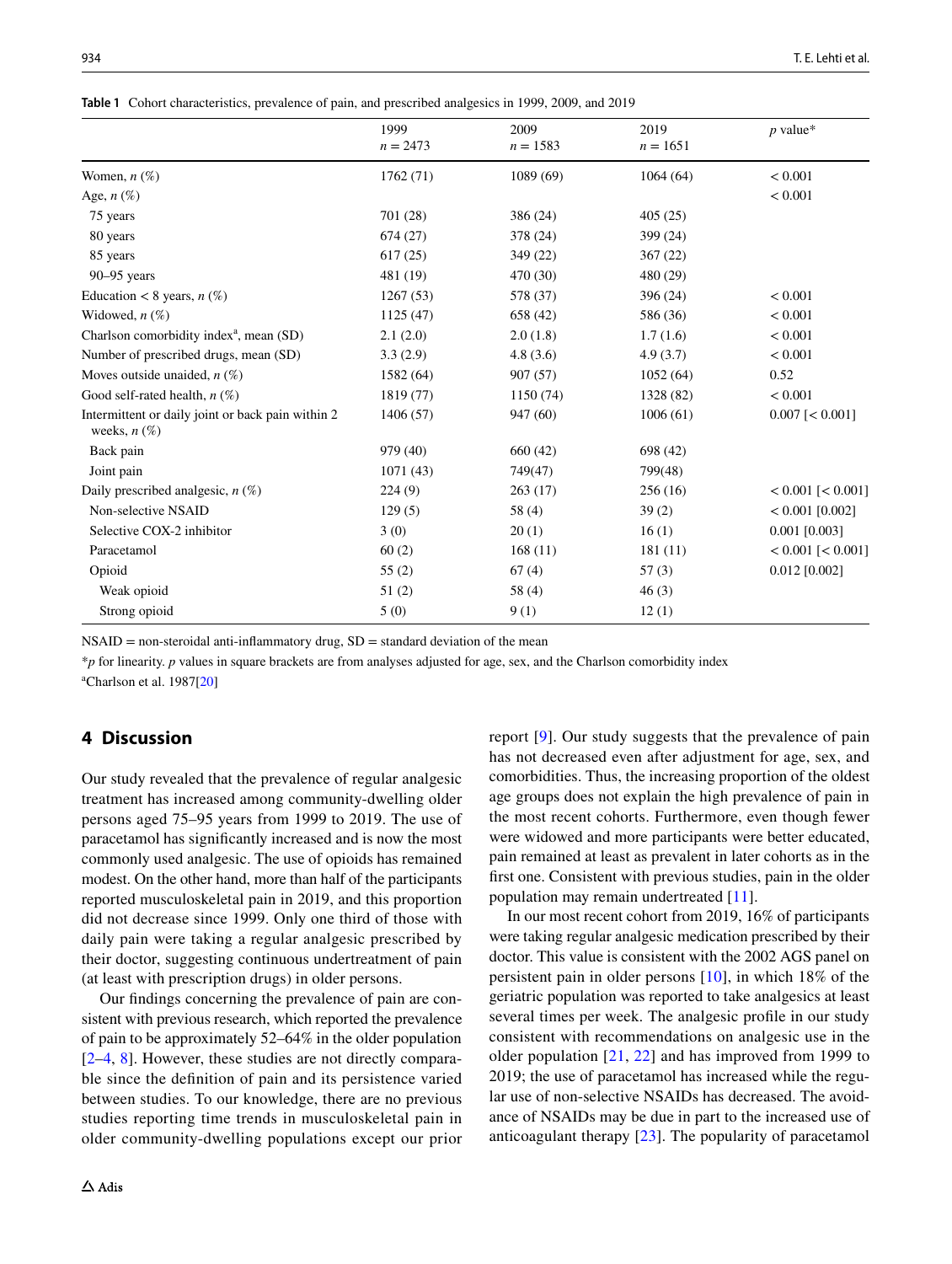**Table 1** Cohort characteristics, prevalence of pain, and prescribed analgesics in 1999, 2009, and 2019

| | 1999 *n* = 2473 | 2009 *n* = 1583 | 2019 *n* = 1651 | *p* value* |
|---|---|---|---|---|
| Women, *n* (%) | 1762 (71) | 1089 (69) | 1064 (64) | < 0.001 |
| Age, *n* (%) | | | | < 0.001 |
| 75 years | 701 (28) | 386 (24) | 405 (25) | |
| 80 years | 674 (27) | 378 (24) | 399 (24) | |
| 85 years | 617 (25) | 349 (22) | 367 (22) | |
| 90–95 years | 481 (19) | 470 (30) | 480 (29) | |
| Education < 8 years, *n* (%) | 1267 (53) | 578 (37) | 396 (24) | < 0.001 |
| Widowed, *n* (%) | 1125 (47) | 658 (42) | 586 (36) | < 0.001 |
| Charlson comorbidity index[a], mean (SD) | 2.1 (2.0) | 2.0 (1.8) | 1.7 (1.6) | < 0.001 |
| Number of prescribed drugs, mean (SD) | 3.3 (2.9) | 4.8 (3.6) | 4.9 (3.7) | < 0.001 |
| Moves outside unaided, *n* (%) | 1582 (64) | 907 (57) | 1052 (64) | 0.52 |
| Good self-rated health, *n* (%) | 1819 (77) | 1150 (74) | 1328 (82) | < 0.001 |
| Intermittent or daily joint or back pain within 2 weeks, *n* (%) | 1406 (57) | 947 (60) | 1006 (61) | 0.007 [< 0.001] |
| Back pain | 979 (40) | 660 (42) | 698 (42) | |
| Joint pain | 1071 (43) | 749(47) | 799(48) | |
| Daily prescribed analgesic, *n* (%) | 224 (9) | 263 (17) | 256 (16) | < 0.001 [< 0.001] |
| Non-selective NSAID | 129 (5) | 58 (4) | 39 (2) | < 0.001 [0.002] |
| Selective COX-2 inhibitor | 3 (0) | 20 (1) | 16 (1) | 0.001 [0.003] |
| Paracetamol | 60 (2) | 168 (11) | 181 (11) | < 0.001 [< 0.001] |
| Opioid | 55 (2) | 67 (4) | 57 (3) | 0.012 [0.002] |
| Weak opioid | 51 (2) | 58 (4) | 46 (3) | |
| Strong opioid | 5 (0) | 9 (1) | 12 (1) | |

NSAID = non-steroidal anti-inflammatory drug, SD = standard deviation of the mean

\**p* for linearity. *p* values in square brackets are from analyses adjusted for age, sex, and the Charlson comorbidity index

[a]Charlson et al. 1987[20]

## 4 Discussion

Our study revealed that the prevalence of regular analgesic treatment has increased among community-dwelling older persons aged 75–95 years from 1999 to 2019. The use of paracetamol has significantly increased and is now the most commonly used analgesic. The use of opioids has remained modest. On the other hand, more than half of the participants reported musculoskeletal pain in 2019, and this proportion did not decrease since 1999. Only one third of those with daily pain were taking a regular analgesic prescribed by their doctor, suggesting continuous undertreatment of pain (at least with prescription drugs) in older persons.

Our findings concerning the prevalence of pain are consistent with previous research, which reported the prevalence of pain to be approximately 52–64% in the older population [2–4, 8]. However, these studies are not directly comparable since the definition of pain and its persistence varied between studies. To our knowledge, there are no previous studies reporting time trends in musculoskeletal pain in older community-dwelling populations except our prior report [9]. Our study suggests that the prevalence of pain has not decreased even after adjustment for age, sex, and comorbidities. Thus, the increasing proportion of the oldest age groups does not explain the high prevalence of pain in the most recent cohorts. Furthermore, even though fewer were widowed and more participants were better educated, pain remained at least as prevalent in later cohorts as in the first one. Consistent with previous studies, pain in the older population may remain undertreated [11].

In our most recent cohort from 2019, 16% of participants were taking regular analgesic medication prescribed by their doctor. This value is consistent with the 2002 AGS panel on persistent pain in older persons [10], in which 18% of the geriatric population was reported to take analgesics at least several times per week. The analgesic profile in our study consistent with recommendations on analgesic use in the older population [21, 22] and has improved from 1999 to 2019; the use of paracetamol has increased while the regular use of non-selective NSAIDs has decreased. The avoidance of NSAIDs may be due in part to the increased use of anticoagulant therapy [23]. The popularity of paracetamol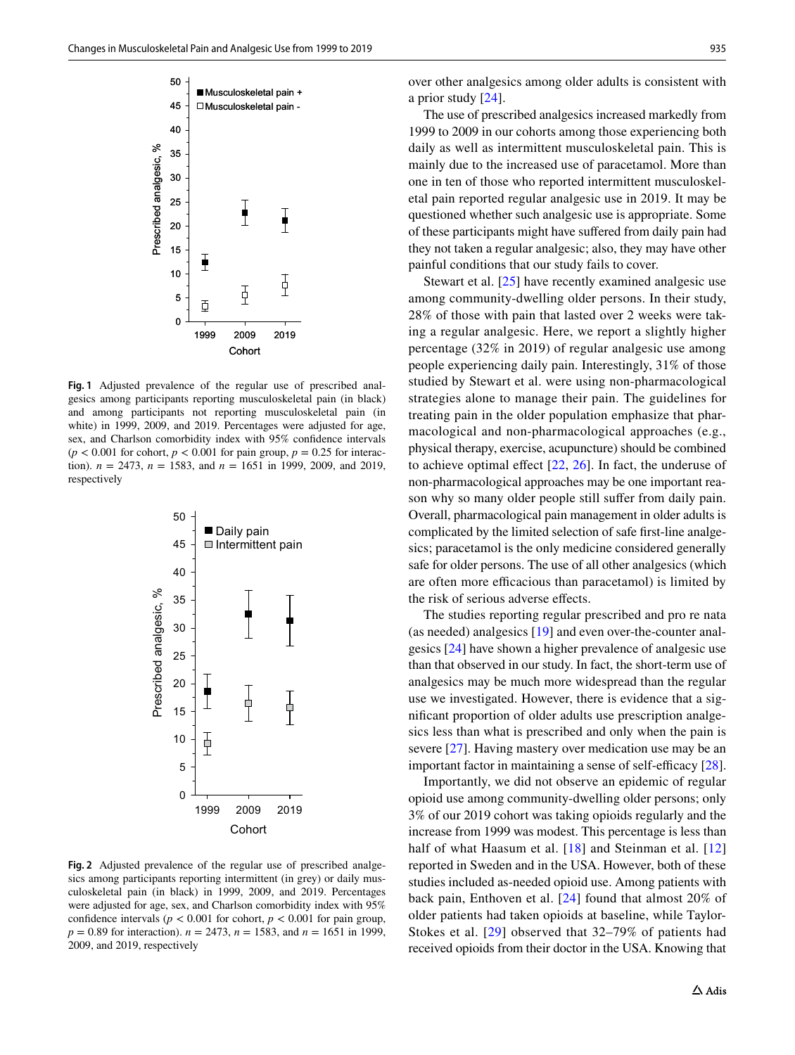**Fig. 1** Adjusted prevalence of the regular use of prescribed analgesics among participants reporting musculoskeletal pain (in black) and among participants not reporting musculoskeletal pain (in white) in 1999, 2009, and 2019. Percentages were adjusted for age, sex, and Charlson comorbidity index with 95% confidence intervals ($p < 0.001$ for cohort, $p < 0.001$ for pain group, $p = 0.25$ for interaction). $n = 2473$, $n = 1583$, and $n = 1651$ in 1999, 2009, and 2019, respectively

**Fig. 2** Adjusted prevalence of the regular use of prescribed analgesics among participants reporting intermittent (in grey) or daily musculoskeletal pain (in black) in 1999, 2009, and 2019. Percentages were adjusted for age, sex, and Charlson comorbidity index with 95% confidence intervals ($p < 0.001$ for cohort, $p < 0.001$ for pain group, $p = 0.89$ for interaction). $n = 2473$, $n = 1583$, and $n = 1651$ in 1999, 2009, and 2019, respectively

over other analgesics among older adults is consistent with a prior study [24].

The use of prescribed analgesics increased markedly from 1999 to 2009 in our cohorts among those experiencing both daily as well as intermittent musculoskeletal pain. This is mainly due to the increased use of paracetamol. More than one in ten of those who reported intermittent musculoskeletal pain reported regular analgesic use in 2019. It may be questioned whether such analgesic use is appropriate. Some of these participants might have suffered from daily pain had they not taken a regular analgesic; also, they may have other painful conditions that our study fails to cover.

Stewart et al. [25] have recently examined analgesic use among community-dwelling older persons. In their study, 28% of those with pain that lasted over 2 weeks were taking a regular analgesic. Here, we report a slightly higher percentage (32% in 2019) of regular analgesic use among people experiencing daily pain. Interestingly, 31% of those studied by Stewart et al. were using non-pharmacological strategies alone to manage their pain. The guidelines for treating pain in the older population emphasize that pharmacological and non-pharmacological approaches (e.g., physical therapy, exercise, acupuncture) should be combined to achieve optimal effect [22, 26]. In fact, the underuse of non-pharmacological approaches may be one important reason why so many older people still suffer from daily pain. Overall, pharmacological pain management in older adults is complicated by the limited selection of safe first-line analgesics; paracetamol is the only medicine considered generally safe for older persons. The use of all other analgesics (which are often more efficacious than paracetamol) is limited by the risk of serious adverse effects.

The studies reporting regular prescribed and pro re nata (as needed) analgesics [19] and even over-the-counter analgesics [24] have shown a higher prevalence of analgesic use than that observed in our study. In fact, the short-term use of analgesics may be much more widespread than the regular use we investigated. However, there is evidence that a significant proportion of older adults use prescription analgesics less than what is prescribed and only when the pain is severe [27]. Having mastery over medication use may be an important factor in maintaining a sense of self-efficacy [28].

Importantly, we did not observe an epidemic of regular opioid use among community-dwelling older persons; only 3% of our 2019 cohort was taking opioids regularly and the increase from 1999 was modest. This percentage is less than half of what Haasum et al. [18] and Steinman et al. [12] reported in Sweden and in the USA. However, both of these studies included as-needed opioid use. Among patients with back pain, Enthoven et al. [24] found that almost 20% of older patients had taken opioids at baseline, while Taylor-Stokes et al. [29] observed that 32–79% of patients had received opioids from their doctor in the USA. Knowing that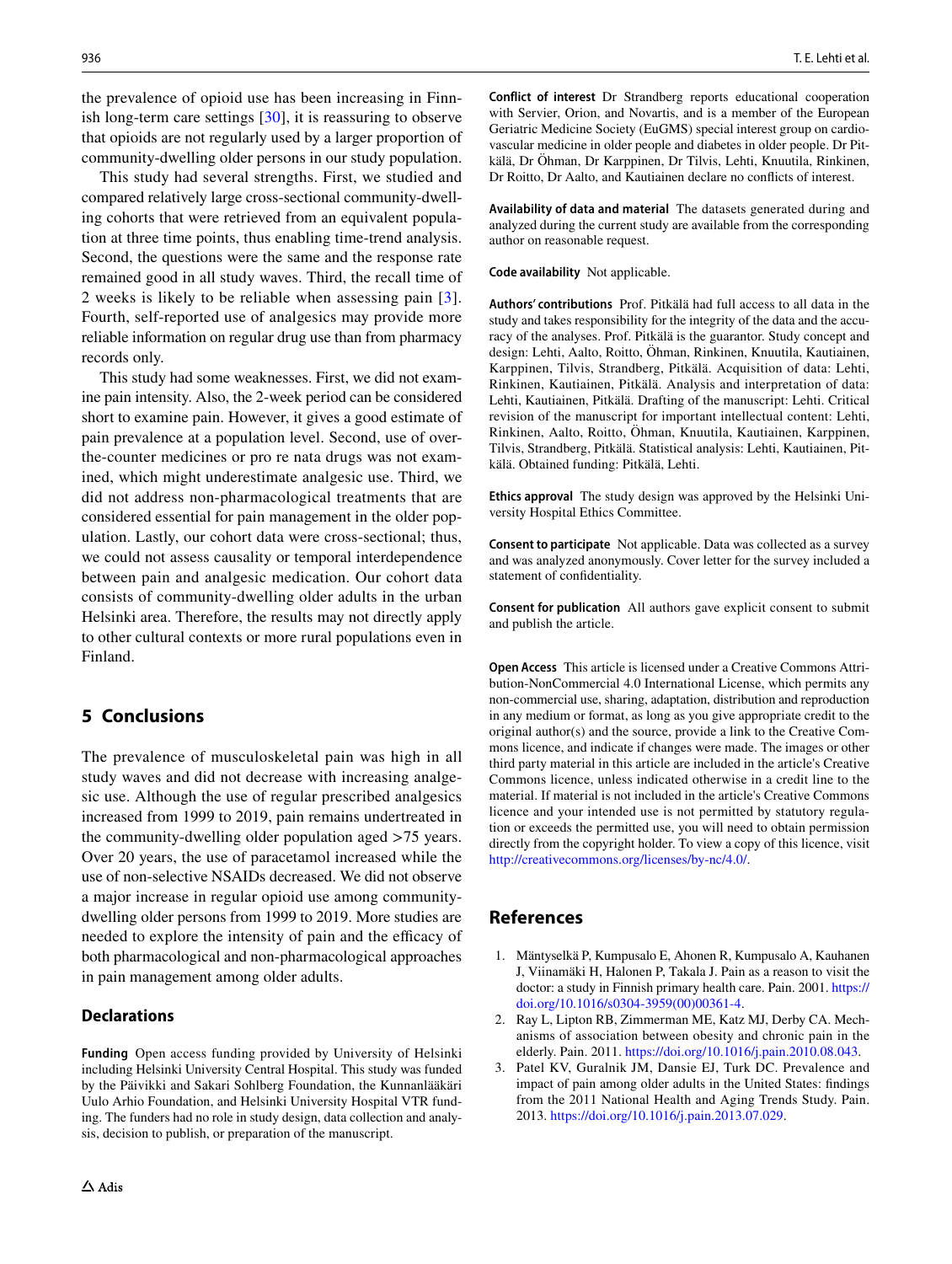the prevalence of opioid use has been increasing in Finnish long-term care settings [30], it is reassuring to observe that opioids are not regularly used by a larger proportion of community-dwelling older persons in our study population.

This study had several strengths. First, we studied and compared relatively large cross-sectional community-dwelling cohorts that were retrieved from an equivalent population at three time points, thus enabling time-trend analysis. Second, the questions were the same and the response rate remained good in all study waves. Third, the recall time of 2 weeks is likely to be reliable when assessing pain [3]. Fourth, self-reported use of analgesics may provide more reliable information on regular drug use than from pharmacy records only.

This study had some weaknesses. First, we did not examine pain intensity. Also, the 2-week period can be considered short to examine pain. However, it gives a good estimate of pain prevalence at a population level. Second, use of over-the-counter medicines or pro re nata drugs was not examined, which might underestimate analgesic use. Third, we did not address non-pharmacological treatments that are considered essential for pain management in the older population. Lastly, our cohort data were cross-sectional; thus, we could not assess causality or temporal interdependence between pain and analgesic medication. Our cohort data consists of community-dwelling older adults in the urban Helsinki area. Therefore, the results may not directly apply to other cultural contexts or more rural populations even in Finland.

## 5 Conclusions

The prevalence of musculoskeletal pain was high in all study waves and did not decrease with increasing analgesic use. Although the use of regular prescribed analgesics increased from 1999 to 2019, pain remains undertreated in the community-dwelling older population aged >75 years. Over 20 years, the use of paracetamol increased while the use of non-selective NSAIDs decreased. We did not observe a major increase in regular opioid use among community-dwelling older persons from 1999 to 2019. More studies are needed to explore the intensity of pain and the efficacy of both pharmacological and non-pharmacological approaches in pain management among older adults.

### Declarations

**Funding** Open access funding provided by University of Helsinki including Helsinki University Central Hospital. This study was funded by the Päivikki and Sakari Sohlberg Foundation, the Kunnanlääkäri Uulo Arhio Foundation, and Helsinki University Hospital VTR funding. The funders had no role in study design, data collection and analysis, decision to publish, or preparation of the manuscript.

**Conflict of interest** Dr Strandberg reports educational cooperation with Servier, Orion, and Novartis, and is a member of the European Geriatric Medicine Society (EuGMS) special interest group on cardiovascular medicine in older people and diabetes in older people. Dr Pitkälä, Dr Öhman, Dr Karppinen, Dr Tilvis, Lehti, Knuutila, Rinkinen, Dr Roitto, Dr Aalto, and Kautiainen declare no conflicts of interest.

**Availability of data and material** The datasets generated during and analyzed during the current study are available from the corresponding author on reasonable request.

**Code availability** Not applicable.

**Authors' contributions** Prof. Pitkälä had full access to all data in the study and takes responsibility for the integrity of the data and the accuracy of the analyses. Prof. Pitkälä is the guarantor. Study concept and design: Lehti, Aalto, Roitto, Öhman, Rinkinen, Knuutila, Kautiainen, Karppinen, Tilvis, Strandberg, Pitkälä. Acquisition of data: Lehti, Rinkinen, Kautiainen, Pitkälä. Analysis and interpretation of data: Lehti, Kautiainen, Pitkälä. Drafting of the manuscript: Lehti. Critical revision of the manuscript for important intellectual content: Lehti, Rinkinen, Aalto, Roitto, Öhman, Knuutila, Kautiainen, Karppinen, Tilvis, Strandberg, Pitkälä. Statistical analysis: Lehti, Kautiainen, Pitkälä. Obtained funding: Pitkälä, Lehti.

**Ethics approval** The study design was approved by the Helsinki University Hospital Ethics Committee.

**Consent to participate** Not applicable. Data was collected as a survey and was analyzed anonymously. Cover letter for the survey included a statement of confidentiality.

**Consent for publication** All authors gave explicit consent to submit and publish the article.

**Open Access** This article is licensed under a Creative Commons Attribution-NonCommercial 4.0 International License, which permits any non-commercial use, sharing, adaptation, distribution and reproduction in any medium or format, as long as you give appropriate credit to the original author(s) and the source, provide a link to the Creative Commons licence, and indicate if changes were made. The images or other third party material in this article are included in the article's Creative Commons licence, unless indicated otherwise in a credit line to the material. If material is not included in the article's Creative Commons licence and your intended use is not permitted by statutory regulation or exceeds the permitted use, you will need to obtain permission directly from the copyright holder. To view a copy of this licence, visit http://creativecommons.org/licenses/by-nc/4.0/.

## References

1. Mäntyselkä P, Kumpusalo E, Ahonen R, Kumpusalo A, Kauhanen J, Viinamäki H, Halonen P, Takala J. Pain as a reason to visit the doctor: a study in Finnish primary health care. Pain. 2001. https://doi.org/10.1016/s0304-3959(00)00361-4.
2. Ray L, Lipton RB, Zimmerman ME, Katz MJ, Derby CA. Mechanisms of association between obesity and chronic pain in the elderly. Pain. 2011. https://doi.org/10.1016/j.pain.2010.08.043.
3. Patel KV, Guralnik JM, Dansie EJ, Turk DC. Prevalence and impact of pain among older adults in the United States: findings from the 2011 National Health and Aging Trends Study. Pain. 2013. https://doi.org/10.1016/j.pain.2013.07.029.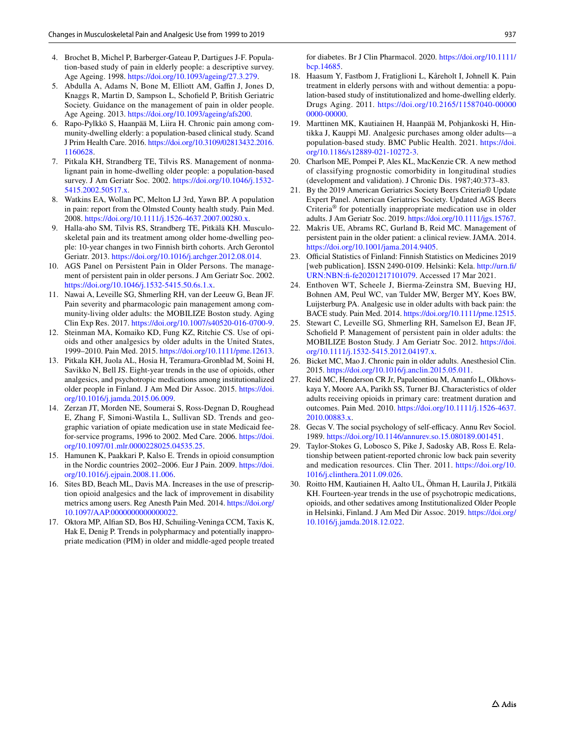4. Brochet B, Michel P, Barberger-Gateau P, Dartigues J-F. Population-based study of pain in elderly people: a descriptive survey. Age Ageing. 1998. https://doi.org/10.1093/ageing/27.3.279.
5. Abdulla A, Adams N, Bone M, Elliott AM, Gaffin J, Jones D, Knaggs R, Martin D, Sampson L, Schofield P, British Geriatric Society. Guidance on the management of pain in older people. Age Ageing. 2013. https://doi.org/10.1093/ageing/afs200.
6. Rapo-Pylkkö S, Haanpää M, Liira H. Chronic pain among community-dwelling elderly: a population-based clinical study. Scand J Prim Health Care. 2016. https://doi.org/10.3109/02813432.2016.1160628.
7. Pitkala KH, Strandberg TE, Tilvis RS. Management of nonmalignant pain in home-dwelling older people: a population-based survey. J Am Geriatr Soc. 2002. https://doi.org/10.1046/j.1532-5415.2002.50517.x.
8. Watkins EA, Wollan PC, Melton LJ 3rd, Yawn BP. A population in pain: report from the Olmsted County health study. Pain Med. 2008. https://doi.org/10.1111/j.1526-4637.2007.00280.x.
9. Halla-aho SM, Tilvis RS, Strandberg TE, Pitkälä KH. Musculoskeletal pain and its treatment among older home-dwelling people: 10-year changes in two Finnish birth cohorts. Arch Gerontol Geriatr. 2013. https://doi.org/10.1016/j.archger.2012.08.014.
10. AGS Panel on Persistent Pain in Older Persons. The management of persistent pain in older persons. J Am Geriatr Soc. 2002. https://doi.org/10.1046/j.1532-5415.50.6s.1.x.
11. Nawai A, Leveille SG, Shmerling RH, van der Leeuw G, Bean JF. Pain severity and pharmacologic pain management among community-living older adults: the MOBILIZE Boston study. Aging Clin Exp Res. 2017. https://doi.org/10.1007/s40520-016-0700-9.
12. Steinman MA, Komaiko KD, Fung KZ, Ritchie CS. Use of opioids and other analgesics by older adults in the United States, 1999–2010. Pain Med. 2015. https://doi.org/10.1111/pme.12613.
13. Pitkala KH, Juola AL, Hosia H, Teramura-Gronblad M, Soini H, Savikko N, Bell JS. Eight-year trends in the use of opioids, other analgesics, and psychotropic medications among institutionalized older people in Finland. J Am Med Dir Assoc. 2015. https://doi.org/10.1016/j.jamda.2015.06.009.
14. Zerzan JT, Morden NE, Soumerai S, Ross-Degnan D, Roughead E, Zhang F, Simoni-Wastila L, Sullivan SD. Trends and geographic variation of opiate medication use in state Medicaid fee-for-service programs, 1996 to 2002. Med Care. 2006. https://doi.org/10.1097/01.mlr.0000228025.04535.25.
15. Hamunen K, Paakkari P, Kalso E. Trends in opioid consumption in the Nordic countries 2002–2006. Eur J Pain. 2009. https://doi.org/10.1016/j.ejpain.2008.11.006.
16. Sites BD, Beach ML, Davis MA. Increases in the use of prescription opioid analgesics and the lack of improvement in disability metrics among users. Reg Anesth Pain Med. 2014. https://doi.org/10.1097/AAP.0000000000000022.
17. Oktora MP, Alfian SD, Bos HJ, Schuiling-Veninga CCM, Taxis K, Hak E, Denig P. Trends in polypharmacy and potentially inappropriate medication (PIM) in older and middle-aged people treated for diabetes. Br J Clin Pharmacol. 2020. https://doi.org/10.1111/bcp.14685.
18. Haasum Y, Fastbom J, Fratiglioni L, Kåreholt I, Johnell K. Pain treatment in elderly persons with and without dementia: a population-based study of institutionalized and home-dwelling elderly. Drugs Aging. 2011. https://doi.org/10.2165/11587040-000000000-00000.
19. Marttinen MK, Kautiainen H, Haanpää M, Pohjankoski H, Hintikka J, Kauppi MJ. Analgesic purchases among older adults—a population-based study. BMC Public Health. 2021. https://doi.org/10.1186/s12889-021-10272-3.
20. Charlson ME, Pompei P, Ales KL, MacKenzie CR. A new method of classifying prognostic comorbidity in longitudinal studies (development and validation). J Chronic Dis. 1987;40:373–83.
21. By the 2019 American Geriatrics Society Beers Criteria® Update Expert Panel. American Geriatrics Society. Updated AGS Beers Criteria® for potentially inappropriate medication use in older adults. J Am Geriatr Soc. 2019. https://doi.org/10.1111/jgs.15767.
22. Makris UE, Abrams RC, Gurland B, Reid MC. Management of persistent pain in the older patient: a clinical review. JAMA. 2014. https://doi.org/10.1001/jama.2014.9405.
23. Official Statistics of Finland: Finnish Statistics on Medicines 2019 [web publication]. ISSN 2490-0109. Helsinki: Kela. http://urn.fi/URN:NBN:fi-fe20201217101079. Accessed 17 Mar 2021.
24. Enthoven WT, Scheele J, Bierma-Zeinstra SM, Bueving HJ, Bohnen AM, Peul WC, van Tulder MW, Berger MY, Koes BW, Luijsterburg PA. Analgesic use in older adults with back pain: the BACE study. Pain Med. 2014. https://doi.org/10.1111/pme.12515.
25. Stewart C, Leveille SG, Shmerling RH, Samelson EJ, Bean JF, Schofield P. Management of persistent pain in older adults: the MOBILIZE Boston Study. J Am Geriatr Soc. 2012. https://doi.org/10.1111/j.1532-5415.2012.04197.x.
26. Bicket MC, Mao J. Chronic pain in older adults. Anesthesiol Clin. 2015. https://doi.org/10.1016/j.anclin.2015.05.011.
27. Reid MC, Henderson CR Jr, Papaleontiou M, Amanfo L, Olkhovskaya Y, Moore AA, Parikh SS, Turner BJ. Characteristics of older adults receiving opioids in primary care: treatment duration and outcomes. Pain Med. 2010. https://doi.org/10.1111/j.1526-4637.2010.00883.x.
28. Gecas V. The social psychology of self-efficacy. Annu Rev Sociol. 1989. https://doi.org/10.1146/annurev.so.15.080189.001451.
29. Taylor-Stokes G, Lobosco S, Pike J, Sadosky AB, Ross E. Relationship between patient-reported chronic low back pain severity and medication resources. Clin Ther. 2011. https://doi.org/10.1016/j.clinthera.2011.09.026.
30. Roitto HM, Kautiainen H, Aalto UL, Öhman H, Laurila J, Pitkälä KH. Fourteen-year trends in the use of psychotropic medications, opioids, and other sedatives among Institutionalized Older People in Helsinki, Finland. J Am Med Dir Assoc. 2019. https://doi.org/10.1016/j.jamda.2018.12.022.